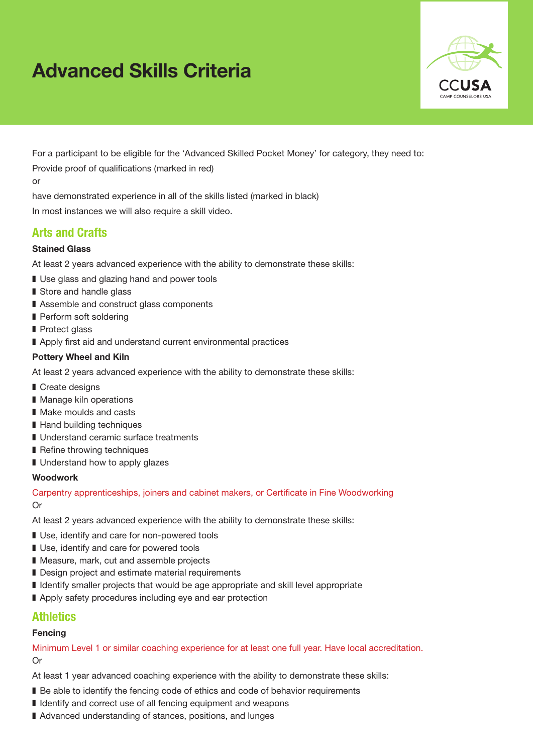# Advanced Skills Criteria

For a participant to be eligible for the 'Advanced Skilled Pocket Money' for category, they need to:

Provide proof of qualifications (marked in red)

or

have demonstrated experience in all of the skills listed (marked in black)

In most instances we will also require a skill video.

## Arts and Crafts

### Stained Glass

At least 2 years advanced experience with the ability to demonstrate these skills:

- Use glass and glazing hand and power tools
- Store and handle glass
- Assemble and construct glass components
- Perform soft soldering
- Protect glass
- Apply first aid and understand current environmental practices

### Pottery Wheel and Kiln

At least 2 years advanced experience with the ability to demonstrate these skills:

- Create designs
- Manage kiln operations
- Make moulds and casts
- Hand building techniques
- Understand ceramic surface treatments
- Refine throwing techniques
- Understand how to apply glazes

### Woodwork

Carpentry apprenticeships, joiners and cabinet makers, or Certificate in Fine Woodworking

Or

At least 2 years advanced experience with the ability to demonstrate these skills:

- Use, identify and care for non-powered tools
- Use, identify and care for powered tools
- Measure, mark, cut and assemble projects
- Design project and estimate material requirements
- Identify smaller projects that would be age appropriate and skill level appropriate
- Apply safety procedures including eye and ear protection

## Athletics

### Fencing

Minimum Level 1 or similar coaching experience for at least one full year. Have local accreditation.

Or

At least 1 year advanced coaching experience with the ability to demonstrate these skills:

- Be able to identify the fencing code of ethics and code of behavior requirements
- Identify and correct use of all fencing equipment and weapons
- Advanced understanding of stances, positions, and lunges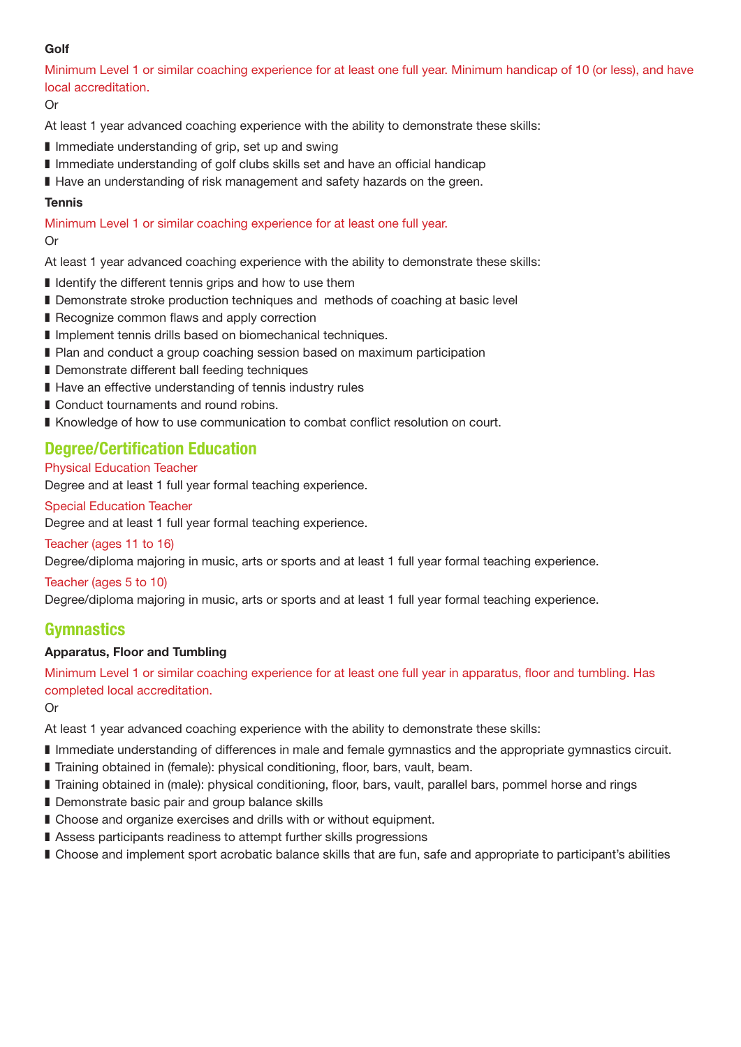### Golf

Minimum Level 1 or similar coaching experience for at least one full year. Minimum handicap of 10 (or less), and have local accreditation.

Or

At least 1 year advanced coaching experience with the ability to demonstrate these skills:

- Immediate understanding of grip, set up and swing
- Immediate understanding of golf clubs skills set and have an official handicap
- Have an understanding of risk management and safety hazards on the green.

### Tennis

Minimum Level 1 or similar coaching experience for at least one full year.

Or

At least 1 year advanced coaching experience with the ability to demonstrate these skills:

- Identify the different tennis grips and how to use them
- Demonstrate stroke production techniques and methods of coaching at basic level
- Recognize common flaws and apply correction
- Implement tennis drills based on biomechanical techniques.
- Plan and conduct a group coaching session based on maximum participation
- Demonstrate different ball feeding techniques
- Have an effective understanding of tennis industry rules
- Conduct tournaments and round robins.
- Knowledge of how to use communication to combat conflict resolution on court.

## Degree/Certification Education

Physical Education Teacher

Degree and at least 1 full year formal teaching experience.

Special Education Teacher

Degree and at least 1 full year formal teaching experience.

Teacher (ages 11 to 16)

Degree/diploma majoring in music, arts or sports and at least 1 full year formal teaching experience.

Teacher (ages 5 to 10)

Degree/diploma majoring in music, arts or sports and at least 1 full year formal teaching experience.

## Gymnastics

### Apparatus, Floor and Tumbling

Minimum Level 1 or similar coaching experience for at least one full year in apparatus, floor and tumbling. Has completed local accreditation.

Or

At least 1 year advanced coaching experience with the ability to demonstrate these skills:

- Immediate understanding of differences in male and female gymnastics and the appropriate gymnastics circuit.
- Training obtained in (female): physical conditioning, floor, bars, vault, beam.
- Training obtained in (male): physical conditioning, floor, bars, vault, parallel bars, pommel horse and rings
- Demonstrate basic pair and group balance skills
- Choose and organize exercises and drills with or without equipment.
- Assess participants readiness to attempt further skills progressions
- Choose and implement sport acrobatic balance skills that are fun, safe and appropriate to participant's abilities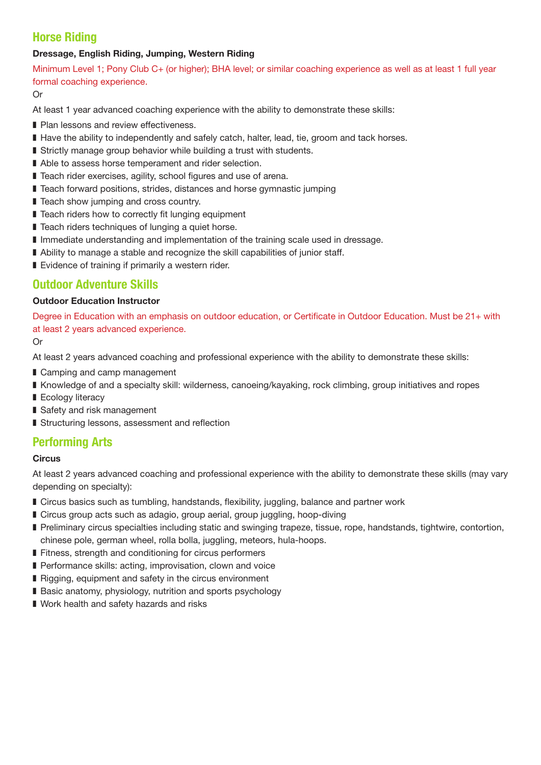## Horse Riding

**Dressage, English Riding, Jumping, Western Riding**

Minimum Level 1; Pony Club C+ (or higher); BHA level; or similar coaching experience as well as at least 1 full year formal coaching experience.

Or

At least 1 year advanced coaching experience with the ability to demonstrate these skills:

- Plan lessons and review effectiveness.
- Have the ability to independently and safely catch, halter, lead, tie, groom and tack horses.
- Strictly manage group behavior while building a trust with students.
- Able to assess horse temperament and rider selection.
- Teach rider exercises, agility, school figures and use of arena.
- Teach forward positions, strides, distances and horse gymnastic jumping
- Teach show jumping and cross country.
- Teach riders how to correctly fit lunging equipment
- Teach riders techniques of lunging a quiet horse.
- Immediate understanding and implementation of the training scale used in dressage.
- Ability to manage a stable and recognize the skill capabilities of junior staff.
- Evidence of training if primarily a western rider.

## Outdoor Adventure Skills

**Outdoor Education Instructor**

Degree in Education with an emphasis on outdoor education, or Certificate in Outdoor Education. Must be 21+ with at least 2 years advanced experience.

Or

At least 2 years advanced coaching and professional experience with the ability to demonstrate these skills:

- Camping and camp management
- Knowledge of and a specialty skill: wilderness, canoeing/kayaking, rock climbing, group initiatives and ropes
- Ecology literacy
- Safety and risk management
- Structuring lessons, assessment and reflection

## Performing Arts

**Circus**

At least 2 years advanced coaching and professional experience with the ability to demonstrate these skills (may vary depending on specialty):

- Circus basics such as tumbling, handstands, flexibility, juggling, balance and partner work
- Circus group acts such as adagio, group aerial, group juggling, hoop-diving
- Preliminary circus specialties including static and swinging trapeze, tissue, rope, handstands, tightwire, contortion, chinese pole, german wheel, rolla bolla, juggling, meteors, hula-hoops.
- Fitness, strength and conditioning for circus performers
- Performance skills: acting, improvisation, clown and voice
- Rigging, equipment and safety in the circus environment
- Basic anatomy, physiology, nutrition and sports psychology
- Work health and safety hazards and risks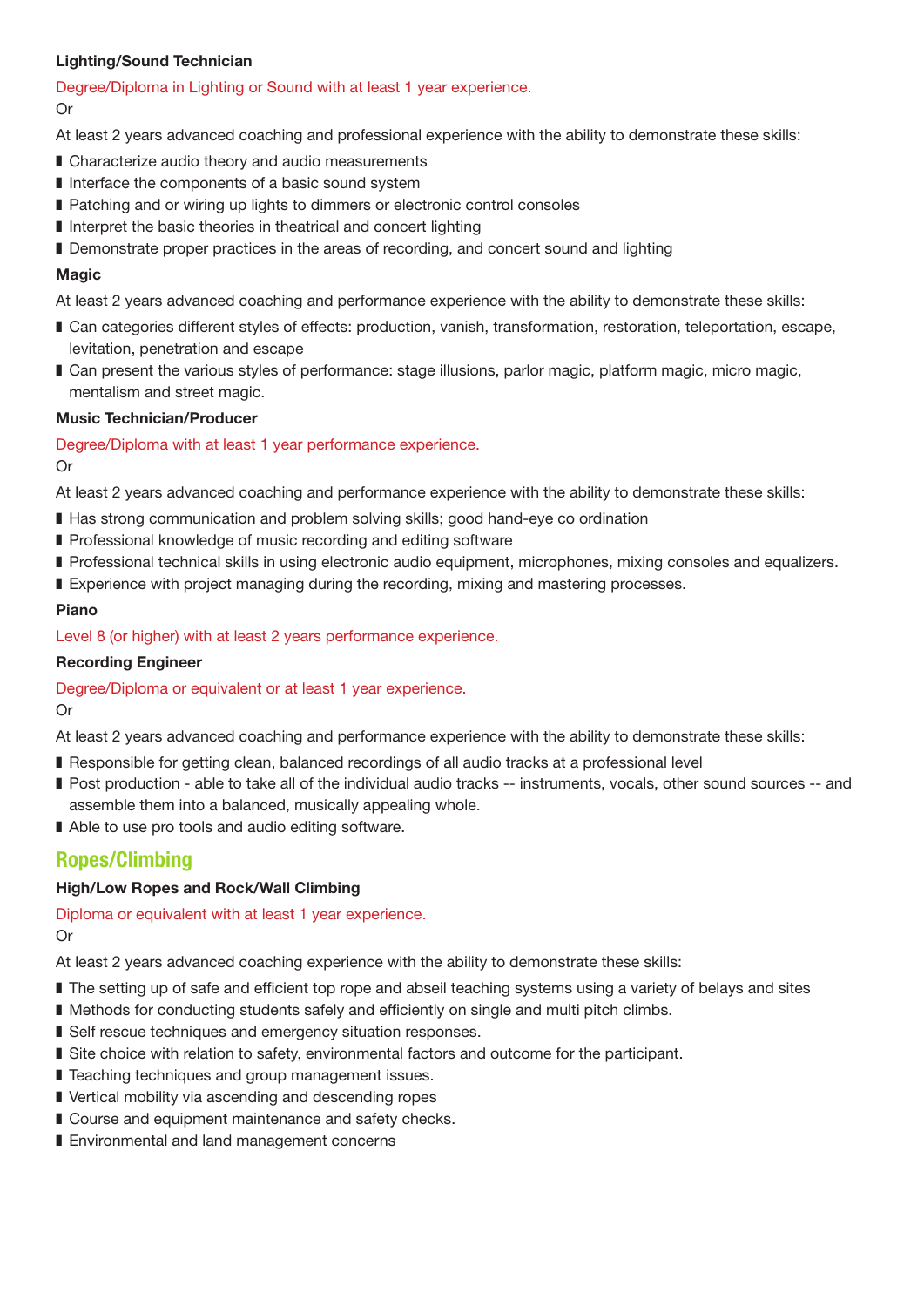**Lighting/Sound Technician**

Degree/Diploma in Lighting or Sound with at least 1 year experience.

Or

At least 2 years advanced coaching and professional experience with the ability to demonstrate these skills:

- Characterize audio theory and audio measurements
- Interface the components of a basic sound system
- Patching and or wiring up lights to dimmers or electronic control consoles
- Interpret the basic theories in theatrical and concert lighting
- Demonstrate proper practices in the areas of recording, and concert sound and lighting

**Magic**

At least 2 years advanced coaching and performance experience with the ability to demonstrate these skills:

- Can categories different styles of effects: production, vanish, transformation, restoration, teleportation, escape, levitation, penetration and escape
- Can present the various styles of performance: stage illusions, parlor magic, platform magic, micro magic, mentalism and street magic.

**Music Technician/Producer**

Degree/Diploma with at least 1 year performance experience.

Or

At least 2 years advanced coaching and performance experience with the ability to demonstrate these skills:

- Has strong communication and problem solving skills; good hand-eye co ordination
- Professional knowledge of music recording and editing software
- Professional technical skills in using electronic audio equipment, microphones, mixing consoles and equalizers.
- Experience with project managing during the recording, mixing and mastering processes.

**Piano**

Level 8 (or higher) with at least 2 years performance experience.

**Recording Engineer**

Degree/Diploma or equivalent or at least 1 year experience.

Or

At least 2 years advanced coaching and performance experience with the ability to demonstrate these skills:

- Responsible for getting clean, balanced recordings of all audio tracks at a professional level
- Post production - able to take all of the individual audio tracks -- instruments, vocals, other sound sources -- and assemble them into a balanced, musically appealing whole.
- Able to use pro tools and audio editing software.

## Ropes/Climbing

**High/Low Ropes and Rock/Wall Climbing**

Diploma or equivalent with at least 1 year experience.

Or

At least 2 years advanced coaching experience with the ability to demonstrate these skills:

- The setting up of safe and efficient top rope and abseil teaching systems using a variety of belays and sites
- Methods for conducting students safely and efficiently on single and multi pitch climbs.
- Self rescue techniques and emergency situation responses.
- Site choice with relation to safety, environmental factors and outcome for the participant.
- Teaching techniques and group management issues.
- Vertical mobility via ascending and descending ropes
- Course and equipment maintenance and safety checks.
- Environmental and land management concerns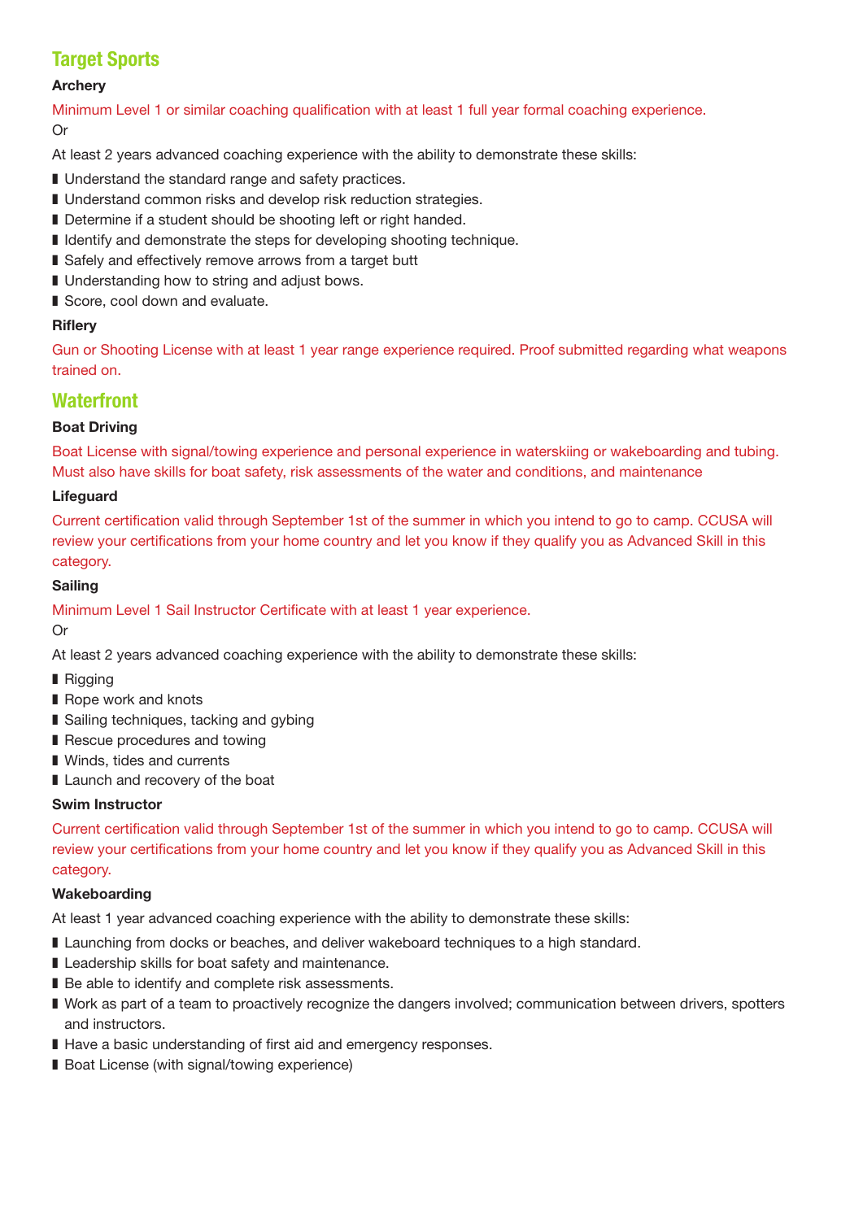## Target Sports

### Archery

Minimum Level 1 or similar coaching qualification with at least 1 full year formal coaching experience.

Or

At least 2 years advanced coaching experience with the ability to demonstrate these skills:

- Understand the standard range and safety practices.
- Understand common risks and develop risk reduction strategies.
- Determine if a student should be shooting left or right handed.
- Identify and demonstrate the steps for developing shooting technique.
- Safely and effectively remove arrows from a target butt
- Understanding how to string and adjust bows.
- Score, cool down and evaluate.

### Riflery

Gun or Shooting License with at least 1 year range experience required. Proof submitted regarding what weapons trained on.

## Waterfront

### Boat Driving

Boat License with signal/towing experience and personal experience in waterskiing or wakeboarding and tubing. Must also have skills for boat safety, risk assessments of the water and conditions, and maintenance

### Lifeguard

Current certification valid through September 1st of the summer in which you intend to go to camp. CCUSA will review your certifications from your home country and let you know if they qualify you as Advanced Skill in this category.

### Sailing

Minimum Level 1 Sail Instructor Certificate with at least 1 year experience.

Or

At least 2 years advanced coaching experience with the ability to demonstrate these skills:

- Rigging
- Rope work and knots
- Sailing techniques, tacking and gybing
- Rescue procedures and towing
- Winds, tides and currents
- Launch and recovery of the boat

### Swim Instructor

Current certification valid through September 1st of the summer in which you intend to go to camp. CCUSA will review your certifications from your home country and let you know if they qualify you as Advanced Skill in this category.

### Wakeboarding

At least 1 year advanced coaching experience with the ability to demonstrate these skills:

- Launching from docks or beaches, and deliver wakeboard techniques to a high standard.
- Leadership skills for boat safety and maintenance.
- Be able to identify and complete risk assessments.
- Work as part of a team to proactively recognize the dangers involved; communication between drivers, spotters and instructors.
- Have a basic understanding of first aid and emergency responses.
- Boat License (with signal/towing experience)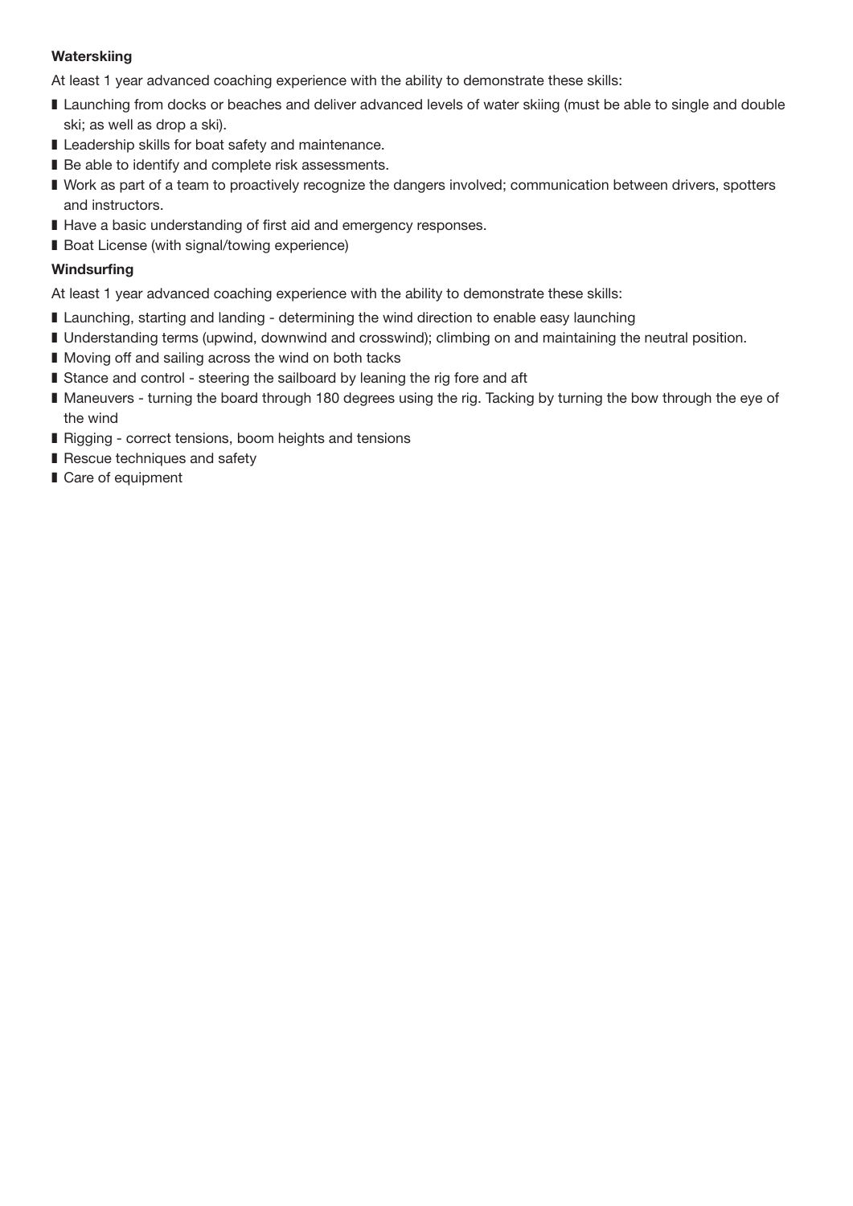**Waterskiing**

At least 1 year advanced coaching experience with the ability to demonstrate these skills:

- Launching from docks or beaches and deliver advanced levels of water skiing (must be able to single and double ski; as well as drop a ski).
- Leadership skills for boat safety and maintenance.
- Be able to identify and complete risk assessments.
- Work as part of a team to proactively recognize the dangers involved; communication between drivers, spotters and instructors.
- Have a basic understanding of first aid and emergency responses.
- Boat License (with signal/towing experience)

**Windsurfing**

At least 1 year advanced coaching experience with the ability to demonstrate these skills:

- Launching, starting and landing - determining the wind direction to enable easy launching
- Understanding terms (upwind, downwind and crosswind); climbing on and maintaining the neutral position.
- Moving off and sailing across the wind on both tacks
- Stance and control - steering the sailboard by leaning the rig fore and aft
- Maneuvers - turning the board through 180 degrees using the rig. Tacking by turning the bow through the eye of the wind
- Rigging - correct tensions, boom heights and tensions
- Rescue techniques and safety
- Care of equipment